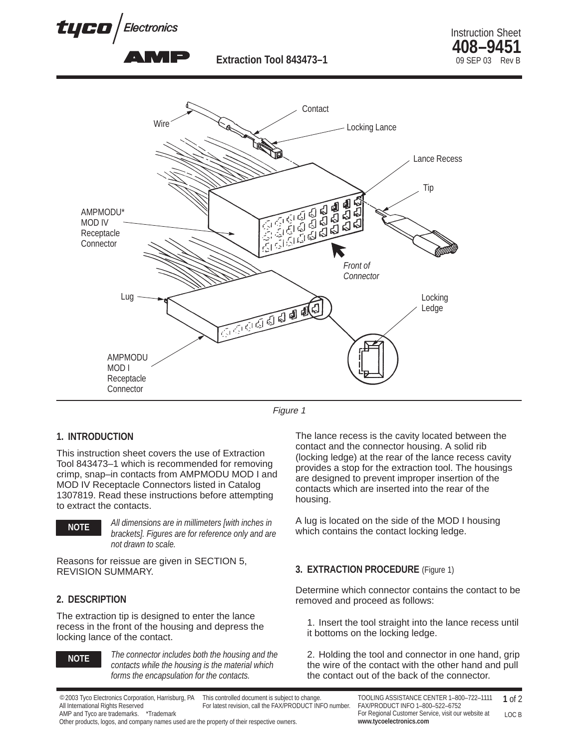Instruction Sheet
**408–9451**
09 SEP 03 Rev B

**Extraction Tool 843473–1**

Figure 1

## 1. INTRODUCTION

This instruction sheet covers the use of Extraction Tool 843473–1 which is recommended for removing crimp, snap–in contacts from AMPMODU MOD I and MOD IV Receptacle Connectors listed in Catalog 1307819. Read these instructions before attempting to extract the contacts.

**NOTE** *All dimensions are in millimeters [with inches in brackets]. Figures are for reference only and are not drawn to scale.*

Reasons for reissue are given in SECTION 5, REVISION SUMMARY.

## 2. DESCRIPTION

The extraction tip is designed to enter the lance recess in the front of the housing and depress the locking lance of the contact.

**NOTE** *The connector includes both the housing and the contacts while the housing is the material which forms the encapsulation for the contacts.*

The lance recess is the cavity located between the contact and the connector housing. A solid rib (locking ledge) at the rear of the lance recess cavity provides a stop for the extraction tool. The housings are designed to prevent improper insertion of the contacts which are inserted into the rear of the housing.

A lug is located on the side of the MOD I housing which contains the contact locking ledge.

## 3. EXTRACTION PROCEDURE (Figure 1)

Determine which connector contains the contact to be removed and proceed as follows:

1. Insert the tool straight into the lance recess until it bottoms on the locking ledge.

2. Holding the tool and connector in one hand, grip the wire of the contact with the other hand and pull the contact out of the back of the connector.

© 2003 Tyco Electronics Corporation, Harrisburg, PA All International Rights Reserved
AMP and Tyco are trademarks. *Trademark
Other products, logos, and company names used are the property of their respective owners.

This controlled document is subject to change. For latest revision, call the FAX/PRODUCT INFO number.

TOOLING ASSISTANCE CENTER 1–800–722–1111
FAX/PRODUCT INFO 1–800–522–6752
For Regional Customer Service, visit our website at **www.tycoelectronics.com**

LOC B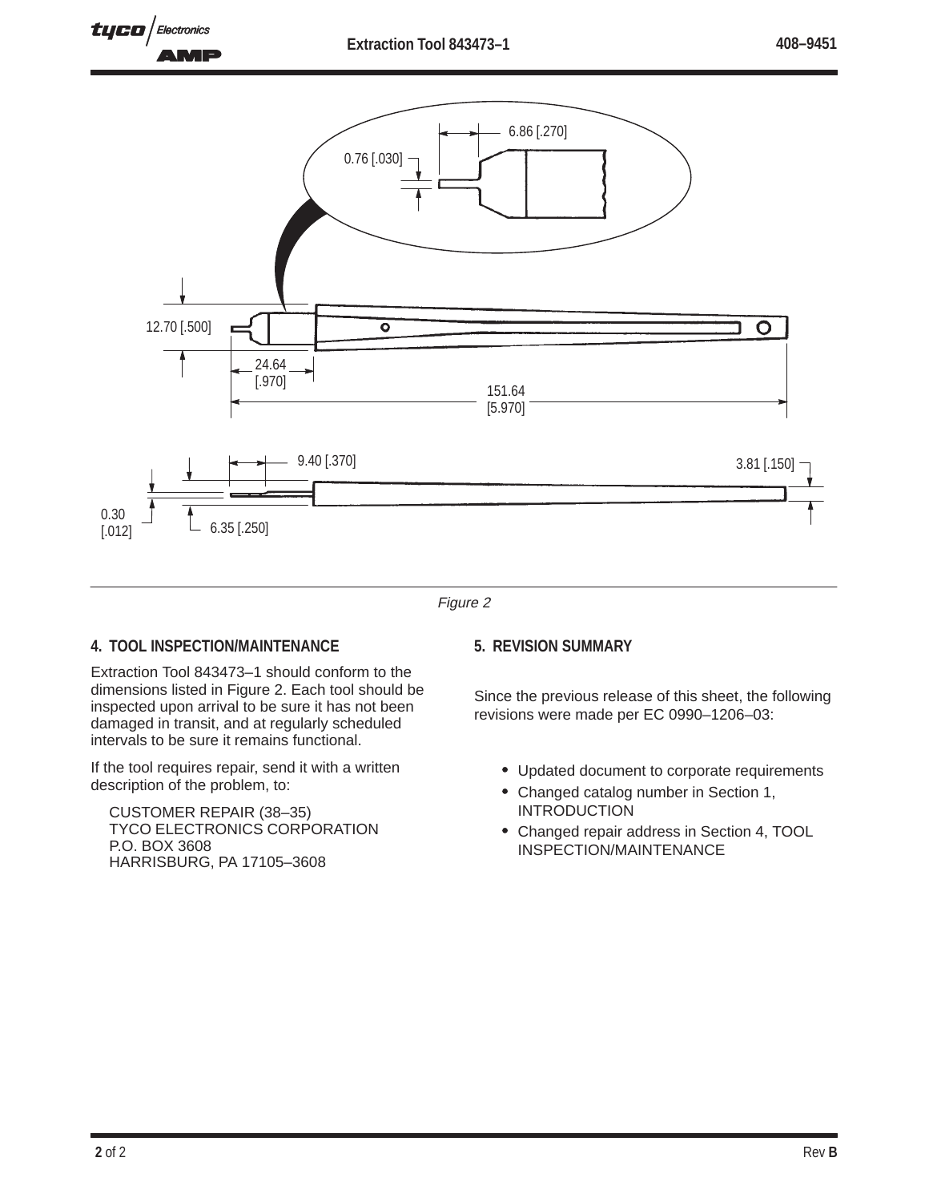6.86 [.270]
0.76 [.030]
12.70 [.500]
24.64 [.970]
151.64 [5.970]
9.40 [.370]
3.81 [.150]
0.30 [.012]
6.35 [.250]

*Figure 2*

## 4. TOOL INSPECTION/MAINTENANCE

Extraction Tool 843473–1 should conform to the dimensions listed in Figure 2. Each tool should be inspected upon arrival to be sure it has not been damaged in transit, and at regularly scheduled intervals to be sure it remains functional.

If the tool requires repair, send it with a written description of the problem, to:

CUSTOMER REPAIR (38–35)
TYCO ELECTRONICS CORPORATION
P.O. BOX 3608
HARRISBURG, PA 17105–3608

## 5. REVISION SUMMARY

Since the previous release of this sheet, the following revisions were made per EC 0990–1206–03:

- Updated document to corporate requirements
- Changed catalog number in Section 1, INTRODUCTION
- Changed repair address in Section 4, TOOL INSPECTION/MAINTENANCE